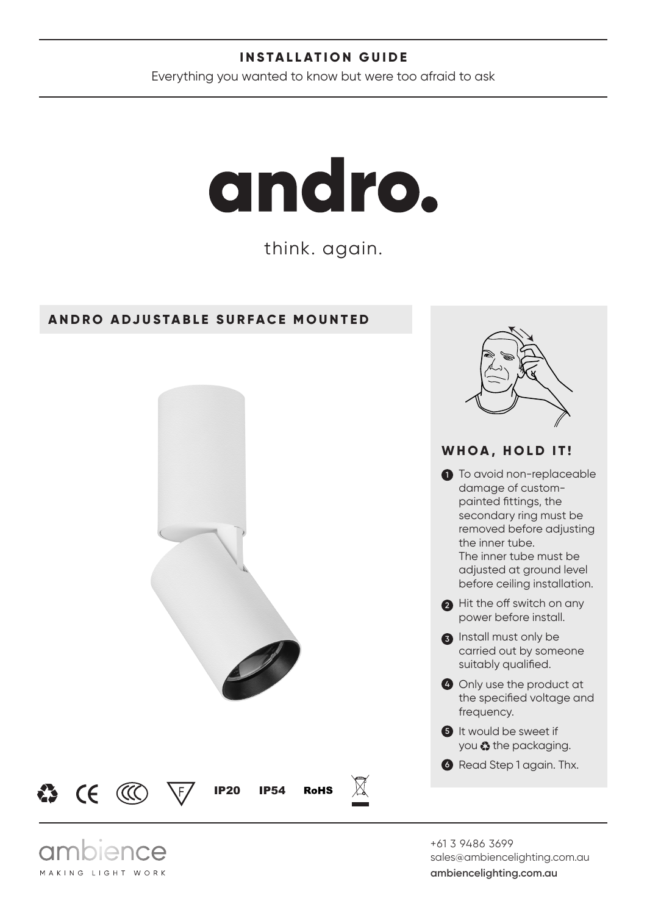**INSTALLATION GUIDE**

Everything you wanted to know but were too afraid to ask

# andro.

think. again.

## ANDRO ADJUSTABLE SURFACE MOUNTED

IP20 IP54 RoHS

## WHOA, HOLD IT!

1. To avoid non-replaceable damage of custom-painted fittings, the secondary ring must be removed before adjusting the inner tube.
   The inner tube must be adjusted at ground level before ceiling installation.
2. Hit the off switch on any power before install.
3. Install must only be carried out by someone suitably qualified.
4. Only use the product at the specified voltage and frequency.
5. It would be sweet if you ♻ the packaging.
6. Read Step 1 again. Thx.

ambience
MAKING LIGHT WORK

+61 3 9486 3699
sales@ambiencelighting.com.au
**ambiencelighting.com.au**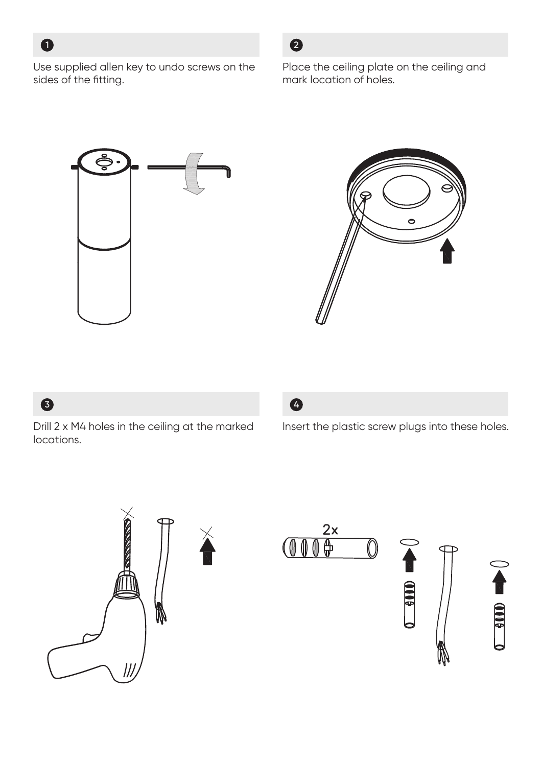**1**

Use supplied allen key to undo screws on the sides of the fitting.

**2**

Place the ceiling plate on the ceiling and mark location of holes.

**3**

Drill 2 x M4 holes in the ceiling at the marked locations.

**4**

Insert the plastic screw plugs into these holes.

2x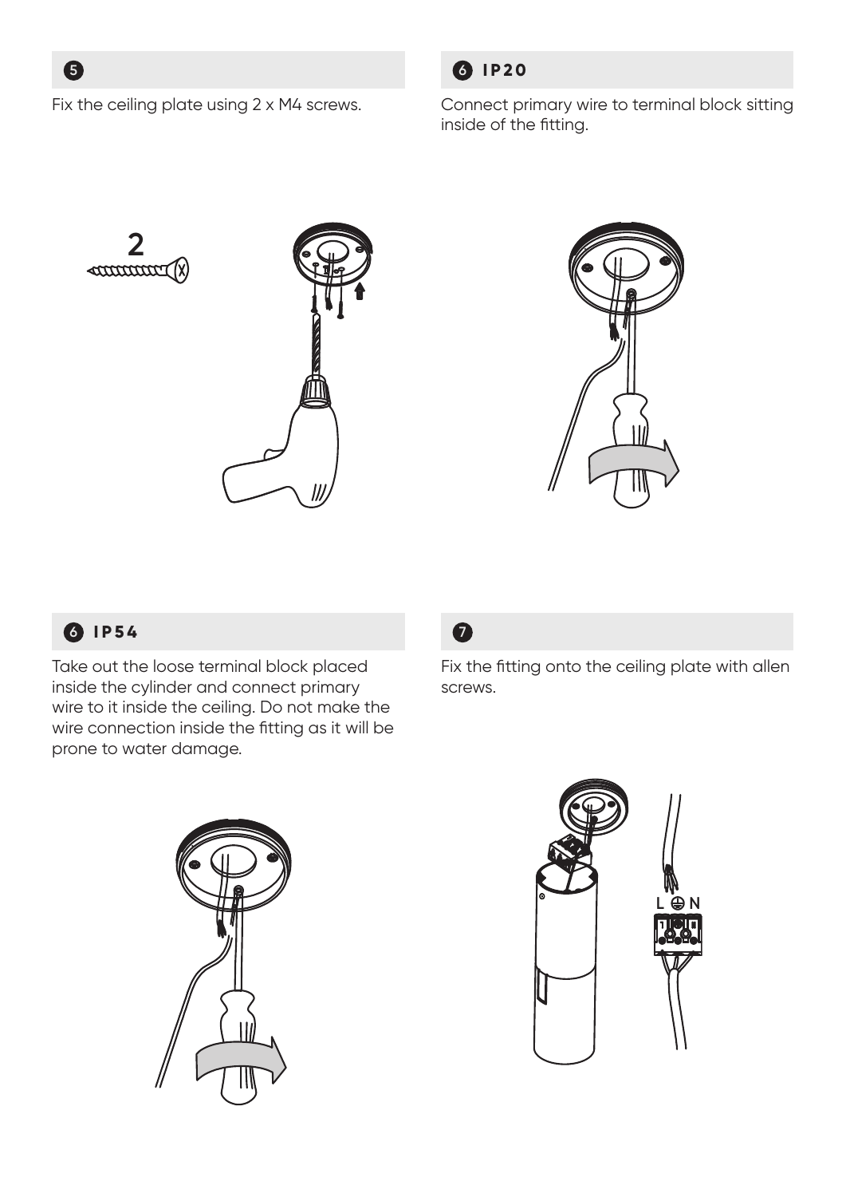## 5

Fix the ceiling plate using 2 x M4 screws.

## 6 IP20

Connect primary wire to terminal block sitting inside of the fitting.

## 6 IP54

Take out the loose terminal block placed inside the cylinder and connect primary wire to it inside the ceiling. Do not make the wire connection inside the fitting as it will be prone to water damage.

## 7

Fix the fitting onto the ceiling plate with allen screws.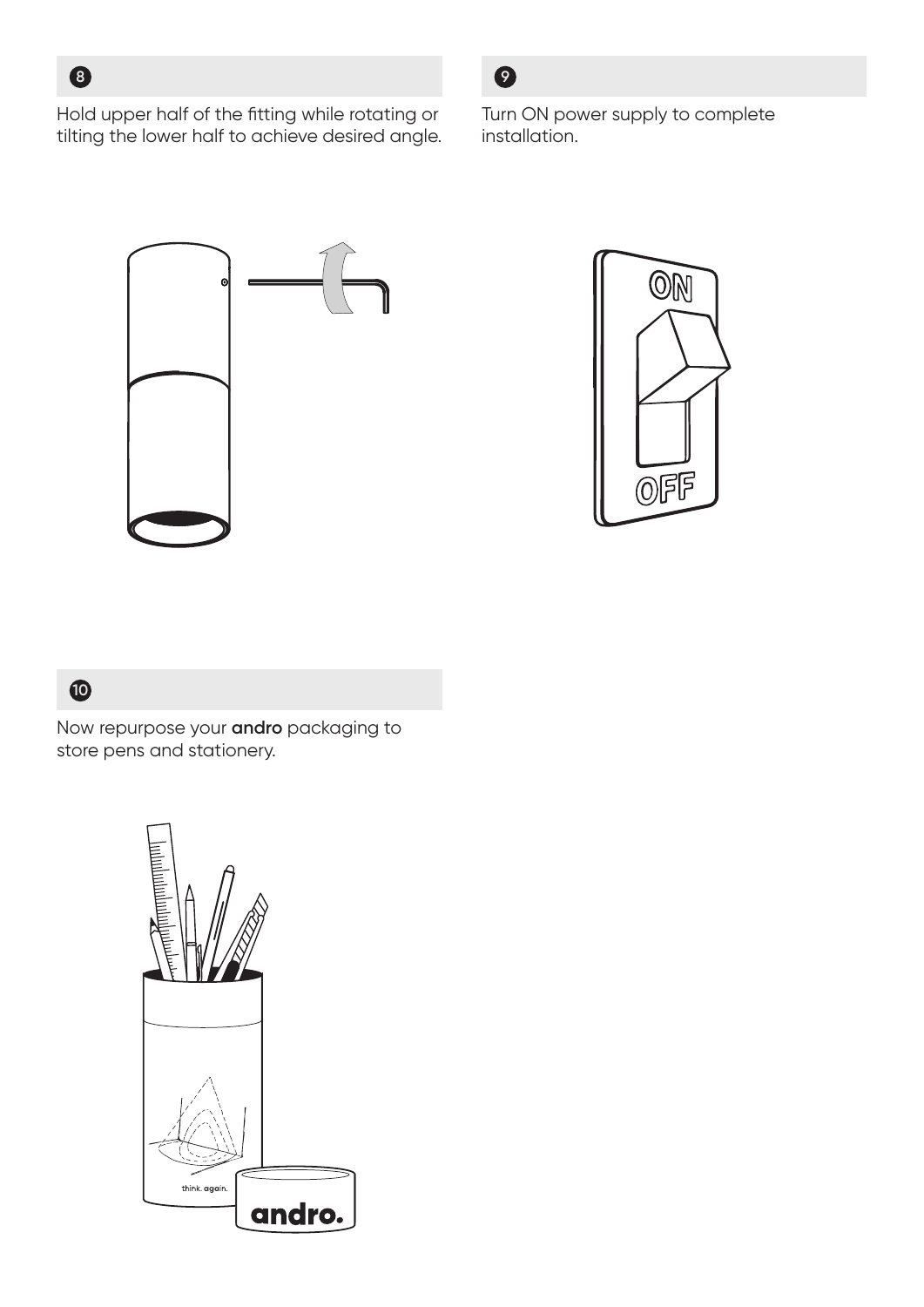## 8

Hold upper half of the fitting while rotating or tilting the lower half to achieve desired angle.

## 9

Turn ON power supply to complete installation.

ON

OFF

## 10

Now repurpose your **andro** packaging to store pens and stationery.

think. again.

andro.